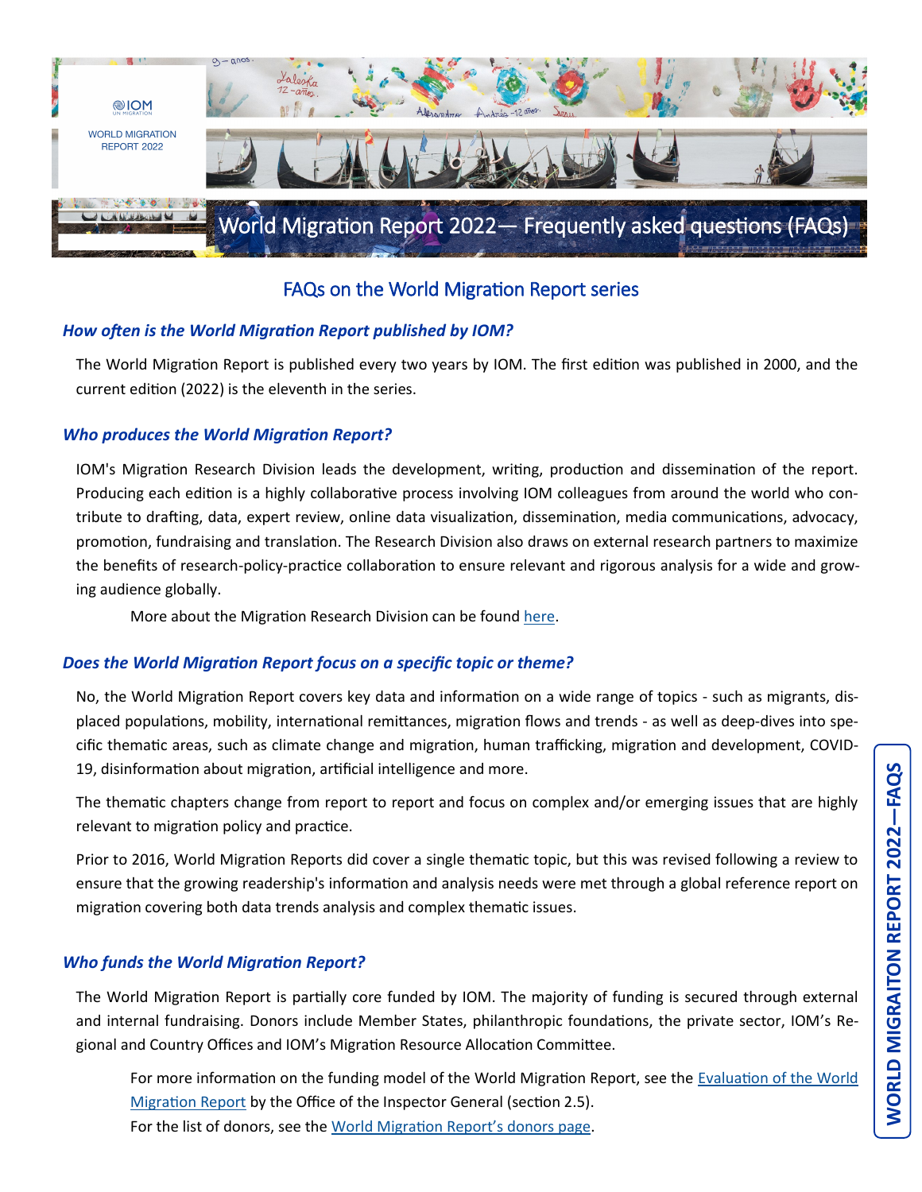IOM UN MIGRATION

WORLD MIGRATION REPORT 2022

# World Migration Report 2022— Frequently asked questions (FAQs)

## FAQs on the World Migration Report series

### *How often is the World Migration Report published by IOM?*

The World Migration Report is published every two years by IOM. The first edition was published in 2000, and the current edition (2022) is the eleventh in the series.

### *Who produces the World Migration Report?*

IOM's Migration Research Division leads the development, writing, production and dissemination of the report. Producing each edition is a highly collaborative process involving IOM colleagues from around the world who contribute to drafting, data, expert review, online data visualization, dissemination, media communications, advocacy, promotion, fundraising and translation. The Research Division also draws on external research partners to maximize the benefits of research-policy-practice collaboration to ensure relevant and rigorous analysis for a wide and growing audience globally.

More about the Migration Research Division can be found [here](#).

### *Does the World Migration Report focus on a specific topic or theme?*

No, the World Migration Report covers key data and information on a wide range of topics - such as migrants, displaced populations, mobility, international remittances, migration flows and trends - as well as deep-dives into specific thematic areas, such as climate change and migration, human trafficking, migration and development, COVID-19, disinformation about migration, artificial intelligence and more.

The thematic chapters change from report to report and focus on complex and/or emerging issues that are highly relevant to migration policy and practice.

Prior to 2016, World Migration Reports did cover a single thematic topic, but this was revised following a review to ensure that the growing readership's information and analysis needs were met through a global reference report on migration covering both data trends analysis and complex thematic issues.

### *Who funds the World Migration Report?*

The World Migration Report is partially core funded by IOM. The majority of funding is secured through external and internal fundraising. Donors include Member States, philanthropic foundations, the private sector, IOM's Regional and Country Offices and IOM's Migration Resource Allocation Committee.

For more information on the funding model of the World Migration Report, see the [Evaluation of the World Migration Report](#) by the Office of the Inspector General (section 2.5).
For the list of donors, see the [World Migration Report's donors page](#).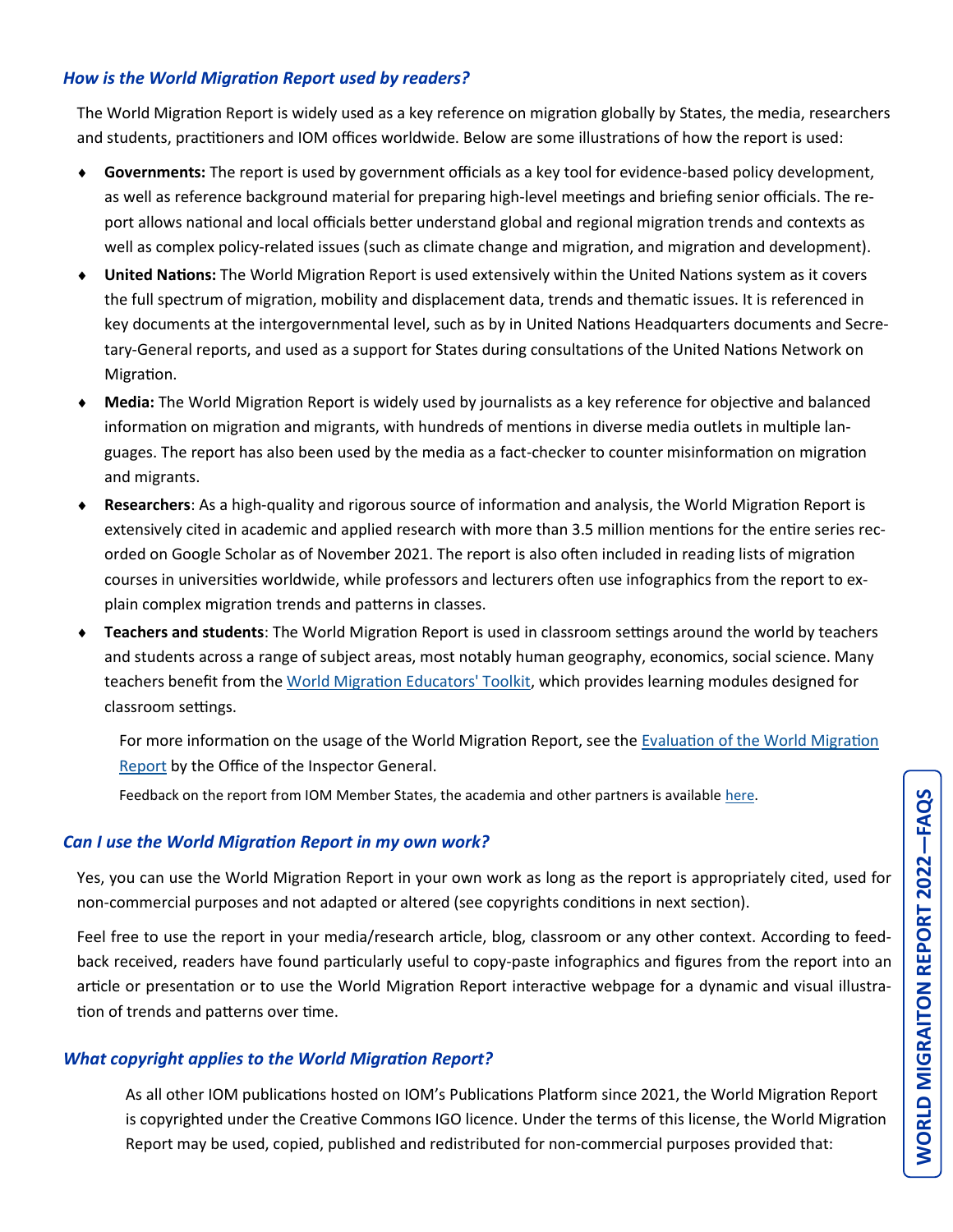### *How is the World Migration Report used by readers?*

The World Migration Report is widely used as a key reference on migration globally by States, the media, researchers and students, practitioners and IOM offices worldwide. Below are some illustrations of how the report is used:

- **Governments:** The report is used by government officials as a key tool for evidence-based policy development, as well as reference background material for preparing high-level meetings and briefing senior officials. The report allows national and local officials better understand global and regional migration trends and contexts as well as complex policy-related issues (such as climate change and migration, and migration and development).
- **United Nations:** The World Migration Report is used extensively within the United Nations system as it covers the full spectrum of migration, mobility and displacement data, trends and thematic issues. It is referenced in key documents at the intergovernmental level, such as by in United Nations Headquarters documents and Secretary-General reports, and used as a support for States during consultations of the United Nations Network on Migration.
- **Media:** The World Migration Report is widely used by journalists as a key reference for objective and balanced information on migration and migrants, with hundreds of mentions in diverse media outlets in multiple languages. The report has also been used by the media as a fact-checker to counter misinformation on migration and migrants.
- **Researchers**: As a high-quality and rigorous source of information and analysis, the World Migration Report is extensively cited in academic and applied research with more than 3.5 million mentions for the entire series recorded on Google Scholar as of November 2021. The report is also often included in reading lists of migration courses in universities worldwide, while professors and lecturers often use infographics from the report to explain complex migration trends and patterns in classes.
- **Teachers and students**: The World Migration Report is used in classroom settings around the world by teachers and students across a range of subject areas, most notably human geography, economics, social science. Many teachers benefit from the World Migration Educators' Toolkit, which provides learning modules designed for classroom settings.

For more information on the usage of the World Migration Report, see the Evaluation of the World Migration Report by the Office of the Inspector General.

Feedback on the report from IOM Member States, the academia and other partners is available here.

### *Can I use the World Migration Report in my own work?*

Yes, you can use the World Migration Report in your own work as long as the report is appropriately cited, used for non-commercial purposes and not adapted or altered (see copyrights conditions in next section).

Feel free to use the report in your media/research article, blog, classroom or any other context. According to feedback received, readers have found particularly useful to copy-paste infographics and figures from the report into an article or presentation or to use the World Migration Report interactive webpage for a dynamic and visual illustration of trends and patterns over time.

### *What copyright applies to the World Migration Report?*

As all other IOM publications hosted on IOM's Publications Platform since 2021, the World Migration Report is copyrighted under the Creative Commons IGO licence. Under the terms of this license, the World Migration Report may be used, copied, published and redistributed for non-commercial purposes provided that: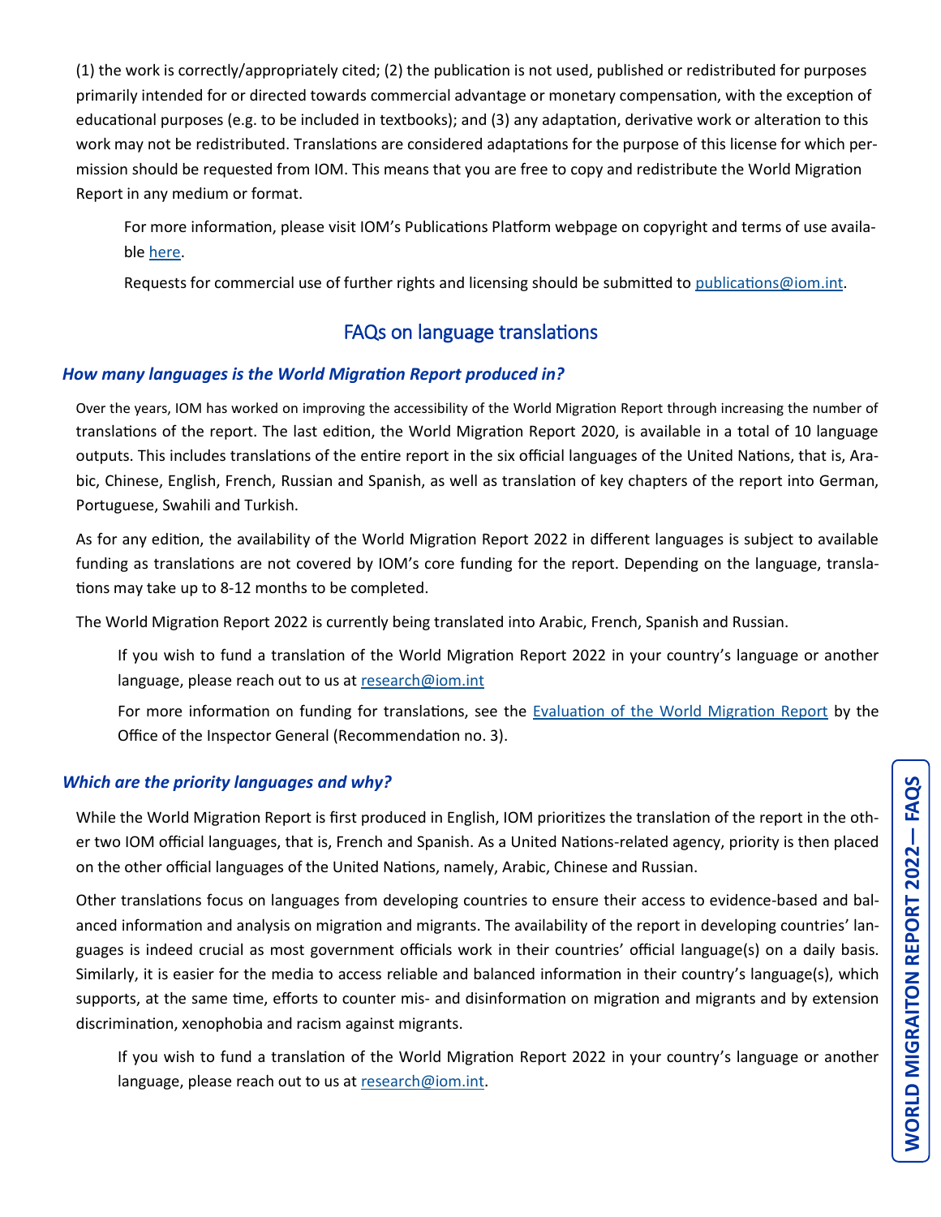(1) the work is correctly/appropriately cited; (2) the publication is not used, published or redistributed for purposes primarily intended for or directed towards commercial advantage or monetary compensation, with the exception of educational purposes (e.g. to be included in textbooks); and (3) any adaptation, derivative work or alteration to this work may not be redistributed. Translations are considered adaptations for the purpose of this license for which permission should be requested from IOM. This means that you are free to copy and redistribute the World Migration Report in any medium or format.

For more information, please visit IOM's Publications Platform webpage on copyright and terms of use available here.

Requests for commercial use of further rights and licensing should be submitted to publications@iom.int.

## FAQs on language translations

### *How many languages is the World Migration Report produced in?*

Over the years, IOM has worked on improving the accessibility of the World Migration Report through increasing the number of translations of the report. The last edition, the World Migration Report 2020, is available in a total of 10 language outputs. This includes translations of the entire report in the six official languages of the United Nations, that is, Arabic, Chinese, English, French, Russian and Spanish, as well as translation of key chapters of the report into German, Portuguese, Swahili and Turkish.

As for any edition, the availability of the World Migration Report 2022 in different languages is subject to available funding as translations are not covered by IOM's core funding for the report. Depending on the language, translations may take up to 8-12 months to be completed.

The World Migration Report 2022 is currently being translated into Arabic, French, Spanish and Russian.

If you wish to fund a translation of the World Migration Report 2022 in your country's language or another language, please reach out to us at research@iom.int

For more information on funding for translations, see the Evaluation of the World Migration Report by the Office of the Inspector General (Recommendation no. 3).

### *Which are the priority languages and why?*

While the World Migration Report is first produced in English, IOM prioritizes the translation of the report in the other two IOM official languages, that is, French and Spanish. As a United Nations-related agency, priority is then placed on the other official languages of the United Nations, namely, Arabic, Chinese and Russian.

Other translations focus on languages from developing countries to ensure their access to evidence-based and balanced information and analysis on migration and migrants. The availability of the report in developing countries' languages is indeed crucial as most government officials work in their countries' official language(s) on a daily basis. Similarly, it is easier for the media to access reliable and balanced information in their country's language(s), which supports, at the same time, efforts to counter mis- and disinformation on migration and migrants and by extension discrimination, xenophobia and racism against migrants.

If you wish to fund a translation of the World Migration Report 2022 in your country's language or another language, please reach out to us at research@iom.int.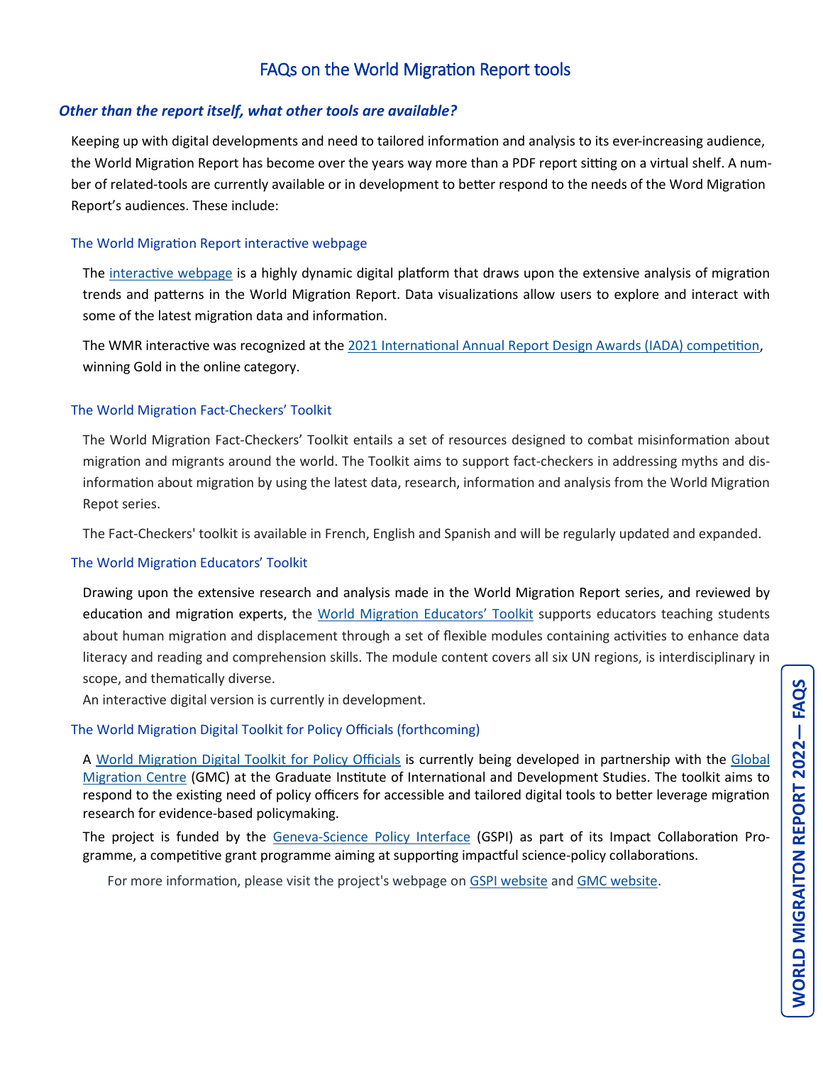# FAQs on the World Migration Report tools

### *Other than the report itself, what other tools are available?*

Keeping up with digital developments and need to tailored information and analysis to its ever-increasing audience, the World Migration Report has become over the years way more than a PDF report sitting on a virtual shelf. A number of related-tools are currently available or in development to better respond to the needs of the Word Migration Report's audiences. These include:

#### The World Migration Report interactive webpage

The interactive webpage is a highly dynamic digital platform that draws upon the extensive analysis of migration trends and patterns in the World Migration Report. Data visualizations allow users to explore and interact with some of the latest migration data and information.

The WMR interactive was recognized at the 2021 International Annual Report Design Awards (IADA) competition, winning Gold in the online category.

#### The World Migration Fact-Checkers' Toolkit

The World Migration Fact-Checkers' Toolkit entails a set of resources designed to combat misinformation about migration and migrants around the world. The Toolkit aims to support fact-checkers in addressing myths and disinformation about migration by using the latest data, research, information and analysis from the World Migration Repot series.

The Fact-Checkers' toolkit is available in French, English and Spanish and will be regularly updated and expanded.

#### The World Migration Educators' Toolkit

Drawing upon the extensive research and analysis made in the World Migration Report series, and reviewed by education and migration experts, the World Migration Educators' Toolkit supports educators teaching students about human migration and displacement through a set of flexible modules containing activities to enhance data literacy and reading and comprehension skills. The module content covers all six UN regions, is interdisciplinary in scope, and thematically diverse.

An interactive digital version is currently in development.

#### The World Migration Digital Toolkit for Policy Officials (forthcoming)

A World Migration Digital Toolkit for Policy Officials is currently being developed in partnership with the Global Migration Centre (GMC) at the Graduate Institute of International and Development Studies. The toolkit aims to respond to the existing need of policy officers for accessible and tailored digital tools to better leverage migration research for evidence-based policymaking.

The project is funded by the Geneva-Science Policy Interface (GSPI) as part of its Impact Collaboration Programme, a competitive grant programme aiming at supporting impactful science-policy collaborations.

For more information, please visit the project's webpage on GSPI website and GMC website.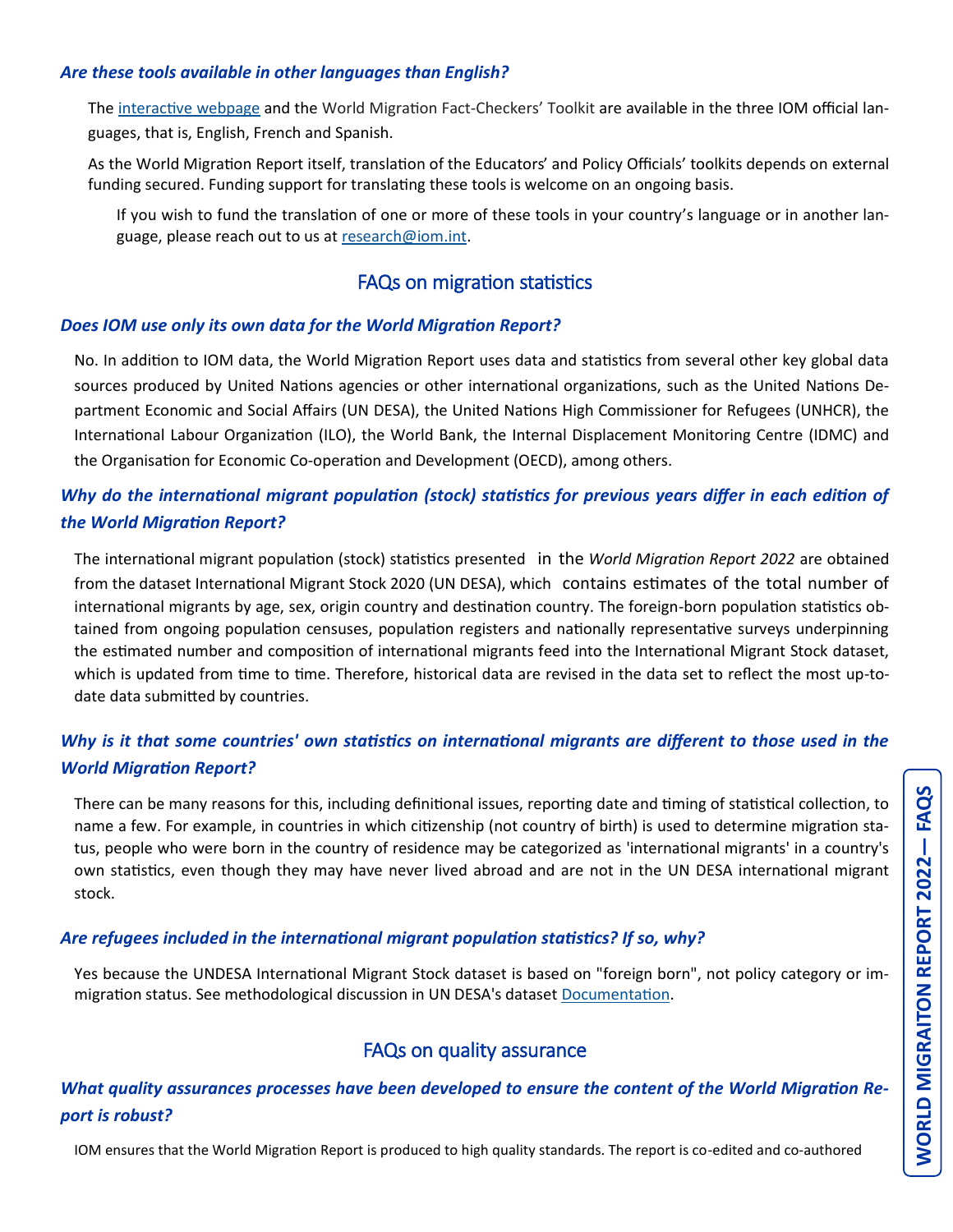### *Are these tools available in other languages than English?*

The [interactive webpage](#) and the World Migration Fact-Checkers' Toolkit are available in the three IOM official languages, that is, English, French and Spanish.

As the World Migration Report itself, translation of the Educators' and Policy Officials' toolkits depends on external funding secured. Funding support for translating these tools is welcome on an ongoing basis.

If you wish to fund the translation of one or more of these tools in your country's language or in another language, please reach out to us at research@iom.int.

## FAQs on migration statistics

### *Does IOM use only its own data for the World Migration Report?*

No. In addition to IOM data, the World Migration Report uses data and statistics from several other key global data sources produced by United Nations agencies or other international organizations, such as the United Nations Department Economic and Social Affairs (UN DESA), the United Nations High Commissioner for Refugees (UNHCR), the International Labour Organization (ILO), the World Bank, the Internal Displacement Monitoring Centre (IDMC) and the Organisation for Economic Co-operation and Development (OECD), among others.

### *Why do the international migrant population (stock) statistics for previous years differ in each edition of the World Migration Report?*

The international migrant population (stock) statistics presented in the *World Migration Report 2022* are obtained from the dataset International Migrant Stock 2020 (UN DESA), which contains estimates of the total number of international migrants by age, sex, origin country and destination country. The foreign-born population statistics obtained from ongoing population censuses, population registers and nationally representative surveys underpinning the estimated number and composition of international migrants feed into the International Migrant Stock dataset, which is updated from time to time. Therefore, historical data are revised in the data set to reflect the most up-to-date data submitted by countries.

### *Why is it that some countries' own statistics on international migrants are different to those used in the World Migration Report?*

There can be many reasons for this, including definitional issues, reporting date and timing of statistical collection, to name a few. For example, in countries in which citizenship (not country of birth) is used to determine migration status, people who were born in the country of residence may be categorized as 'international migrants' in a country's own statistics, even though they may have never lived abroad and are not in the UN DESA international migrant stock.

### *Are refugees included in the international migrant population statistics? If so, why?*

Yes because the UNDESA International Migrant Stock dataset is based on "foreign born", not policy category or immigration status. See methodological discussion in UN DESA's dataset [Documentation](#).

## FAQs on quality assurance

### *What quality assurances processes have been developed to ensure the content of the World Migration Report is robust?*

IOM ensures that the World Migration Report is produced to high quality standards. The report is co-edited and co-authored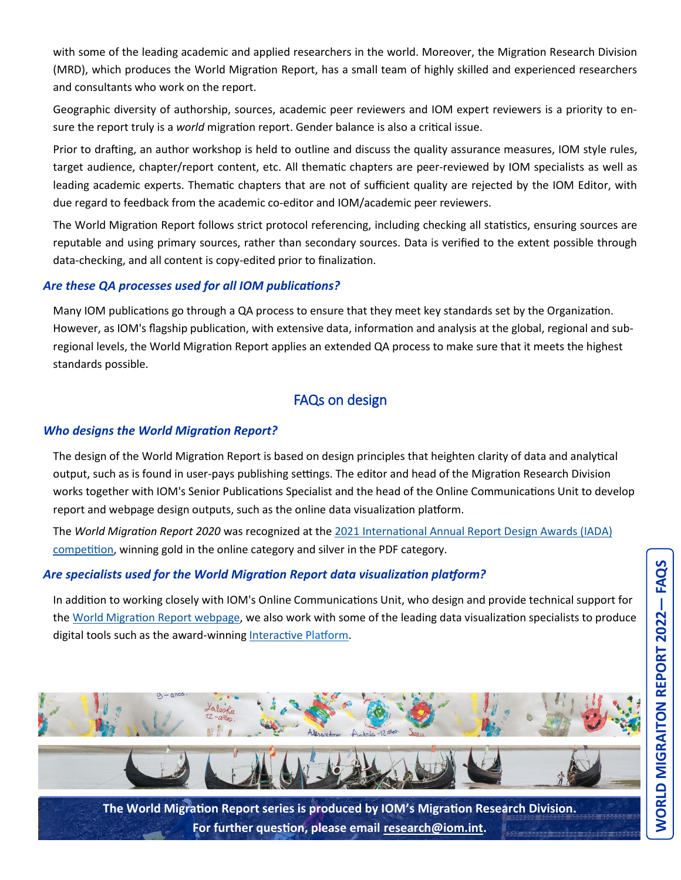with some of the leading academic and applied researchers in the world. Moreover, the Migration Research Division (MRD), which produces the World Migration Report, has a small team of highly skilled and experienced researchers and consultants who work on the report.

Geographic diversity of authorship, sources, academic peer reviewers and IOM expert reviewers is a priority to ensure the report truly is a *world* migration report. Gender balance is also a critical issue.

Prior to drafting, an author workshop is held to outline and discuss the quality assurance measures, IOM style rules, target audience, chapter/report content, etc. All thematic chapters are peer-reviewed by IOM specialists as well as leading academic experts. Thematic chapters that are not of sufficient quality are rejected by the IOM Editor, with due regard to feedback from the academic co-editor and IOM/academic peer reviewers.

The World Migration Report follows strict protocol referencing, including checking all statistics, ensuring sources are reputable and using primary sources, rather than secondary sources. Data is verified to the extent possible through data-checking, and all content is copy-edited prior to finalization.

### *Are these QA processes used for all IOM publications?*

Many IOM publications go through a QA process to ensure that they meet key standards set by the Organization. However, as IOM's flagship publication, with extensive data, information and analysis at the global, regional and sub-regional levels, the World Migration Report applies an extended QA process to make sure that it meets the highest standards possible.

## FAQs on design

### *Who designs the World Migration Report?*

The design of the World Migration Report is based on design principles that heighten clarity of data and analytical output, such as is found in user-pays publishing settings. The editor and head of the Migration Research Division works together with IOM's Senior Publications Specialist and the head of the Online Communications Unit to develop report and webpage design outputs, such as the online data visualization platform.

The *World Migration Report 2020* was recognized at the 2021 International Annual Report Design Awards (IADA) competition, winning gold in the online category and silver in the PDF category.

### *Are specialists used for the World Migration Report data visualization platform?*

In addition to working closely with IOM's Online Communications Unit, who design and provide technical support for the World Migration Report webpage, we also work with some of the leading data visualization specialists to produce digital tools such as the award-winning Interactive Platform.

**The World Migration Report series is produced by IOM's Migration Research Division. For further question, please email research@iom.int.**